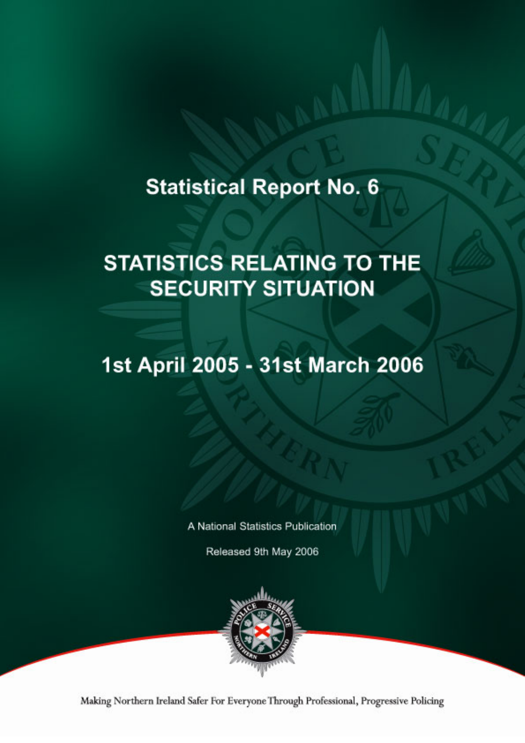# Statistical Report No. 6

# STATISTICS RELATING TO THE SECURITY SITUATION

## 1st April 2005 - 31st March 2006

A National Statistics Publication

Released 9th May 2006

Making Northern Ireland Safer For Everyone Through Professional, Progressive Policing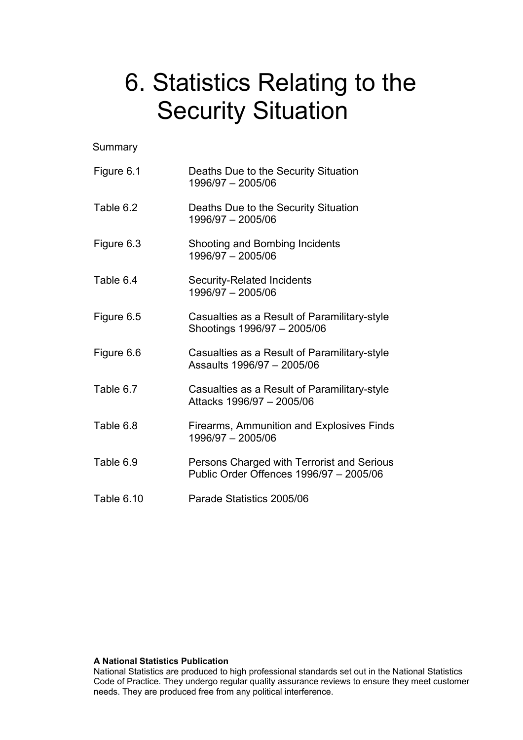# 6. Statistics Relating to the Security Situation

Summary

| | |
|---|---|
| Figure 6.1 | Deaths Due to the Security Situation 1996/97 – 2005/06 |
| Table 6.2 | Deaths Due to the Security Situation 1996/97 – 2005/06 |
| Figure 6.3 | Shooting and Bombing Incidents 1996/97 – 2005/06 |
| Table 6.4 | Security-Related Incidents 1996/97 – 2005/06 |
| Figure 6.5 | Casualties as a Result of Paramilitary-style Shootings 1996/97 – 2005/06 |
| Figure 6.6 | Casualties as a Result of Paramilitary-style Assaults 1996/97 – 2005/06 |
| Table 6.7 | Casualties as a Result of Paramilitary-style Attacks 1996/97 – 2005/06 |
| Table 6.8 | Firearms, Ammunition and Explosives Finds 1996/97 – 2005/06 |
| Table 6.9 | Persons Charged with Terrorist and Serious Public Order Offences 1996/97 – 2005/06 |
| Table 6.10 | Parade Statistics 2005/06 |

**A National Statistics Publication**

National Statistics are produced to high professional standards set out in the National Statistics Code of Practice. They undergo regular quality assurance reviews to ensure they meet customer needs. They are produced free from any political interference.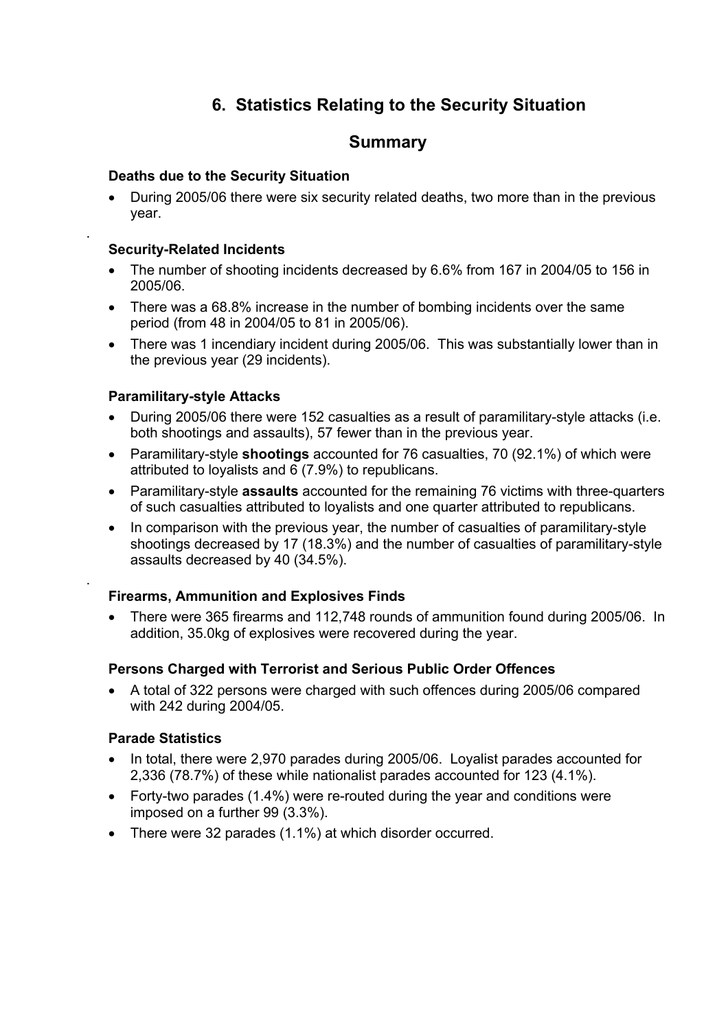# 6. Statistics Relating to the Security Situation

## Summary

### Deaths due to the Security Situation

- During 2005/06 there were six security related deaths, two more than in the previous year.

### Security-Related Incidents

- The number of shooting incidents decreased by 6.6% from 167 in 2004/05 to 156 in 2005/06.
- There was a 68.8% increase in the number of bombing incidents over the same period (from 48 in 2004/05 to 81 in 2005/06).
- There was 1 incendiary incident during 2005/06. This was substantially lower than in the previous year (29 incidents).

### Paramilitary-style Attacks

- During 2005/06 there were 152 casualties as a result of paramilitary-style attacks (i.e. both shootings and assaults), 57 fewer than in the previous year.
- Paramilitary-style **shootings** accounted for 76 casualties, 70 (92.1%) of which were attributed to loyalists and 6 (7.9%) to republicans.
- Paramilitary-style **assaults** accounted for the remaining 76 victims with three-quarters of such casualties attributed to loyalists and one quarter attributed to republicans.
- In comparison with the previous year, the number of casualties of paramilitary-style shootings decreased by 17 (18.3%) and the number of casualties of paramilitary-style assaults decreased by 40 (34.5%).

### Firearms, Ammunition and Explosives Finds

- There were 365 firearms and 112,748 rounds of ammunition found during 2005/06. In addition, 35.0kg of explosives were recovered during the year.

### Persons Charged with Terrorist and Serious Public Order Offences

- A total of 322 persons were charged with such offences during 2005/06 compared with 242 during 2004/05.

### Parade Statistics

- In total, there were 2,970 parades during 2005/06. Loyalist parades accounted for 2,336 (78.7%) of these while nationalist parades accounted for 123 (4.1%).
- Forty-two parades (1.4%) were re-routed during the year and conditions were imposed on a further 99 (3.3%).
- There were 32 parades (1.1%) at which disorder occurred.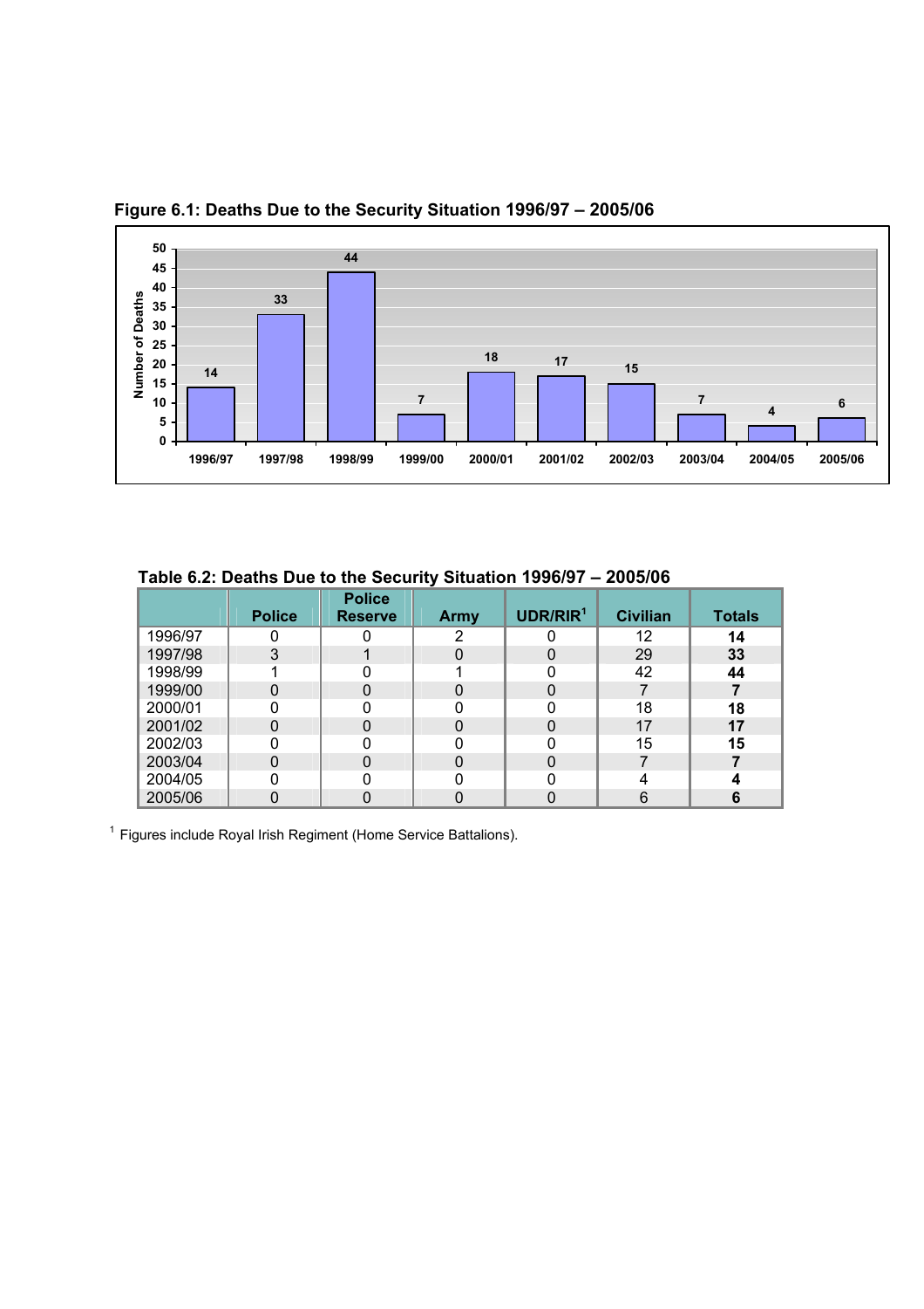**Figure 6.1: Deaths Due to the Security Situation 1996/97 – 2005/06**

| Year | Number of Deaths |
|---|---|
| 1996/97 | 14 |
| 1997/98 | 33 |
| 1998/99 | 44 |
| 1999/00 | 7 |
| 2000/01 | 18 |
| 2001/02 | 17 |
| 2002/03 | 15 |
| 2003/04 | 7 |
| 2004/05 | 4 |
| 2005/06 | 6 |

**Table 6.2: Deaths Due to the Security Situation 1996/97 – 2005/06**

| | Police | Police Reserve | Army | UDR/RIR[1] | Civilian | Totals |
|---|---|---|---|---|---|---|
| 1996/97 | 0 | 0 | 2 | 0 | 12 | **14** |
| 1997/98 | 3 | 1 | 0 | 0 | 29 | **33** |
| 1998/99 | 1 | 0 | 1 | 0 | 42 | **44** |
| 1999/00 | 0 | 0 | 0 | 0 | 7 | **7** |
| 2000/01 | 0 | 0 | 0 | 0 | 18 | **18** |
| 2001/02 | 0 | 0 | 0 | 0 | 17 | **17** |
| 2002/03 | 0 | 0 | 0 | 0 | 15 | **15** |
| 2003/04 | 0 | 0 | 0 | 0 | 7 | **7** |
| 2004/05 | 0 | 0 | 0 | 0 | 4 | **4** |
| 2005/06 | 0 | 0 | 0 | 0 | 6 | **6** |

[1] Figures include Royal Irish Regiment (Home Service Battalions).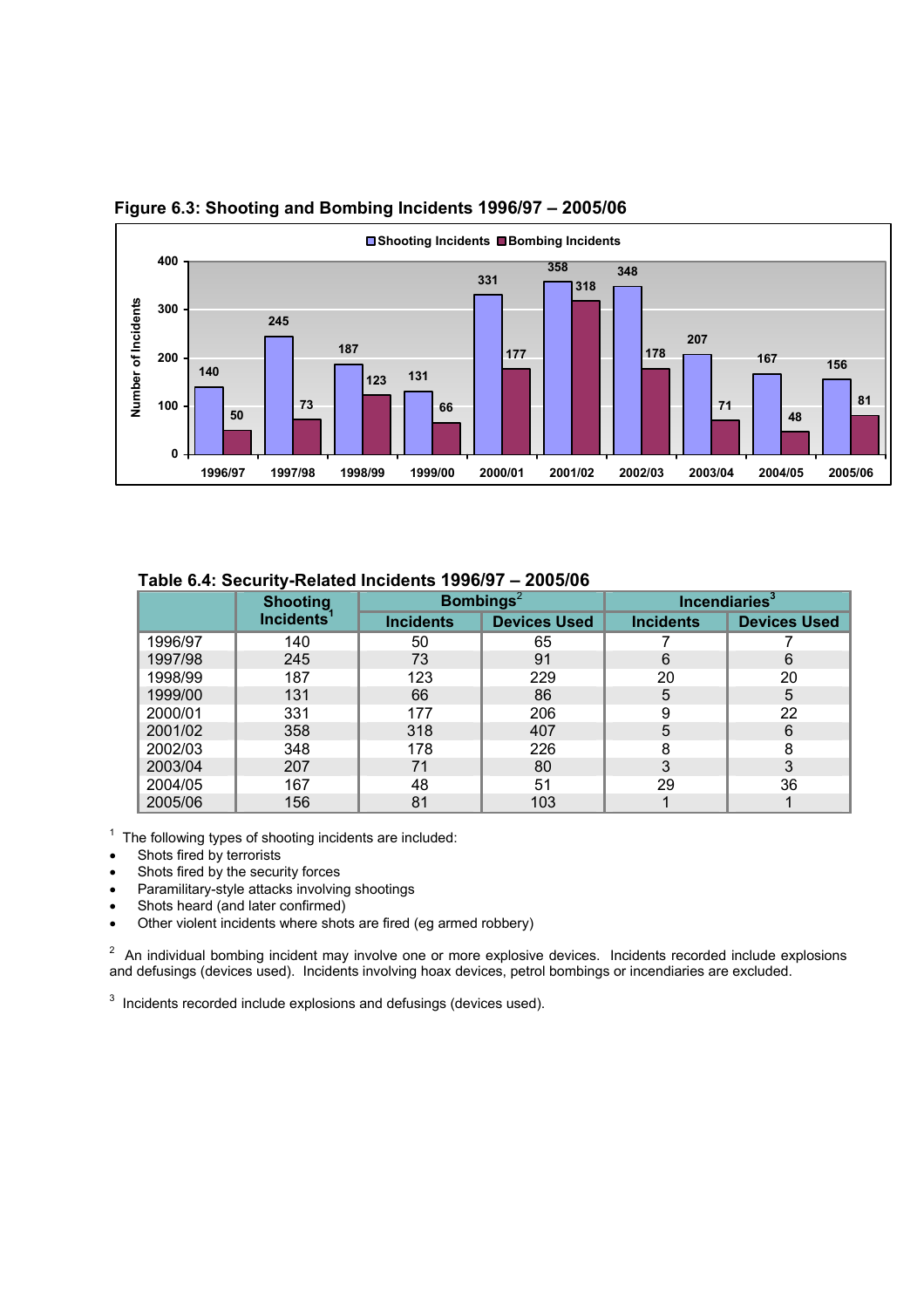**Figure 6.3: Shooting and Bombing Incidents 1996/97 – 2005/06**

| Year | Shooting Incidents | Bombing Incidents |
|---|---|---|
| 1996/97 | 140 | 50 |
| 1997/98 | 245 | 73 |
| 1998/99 | 187 | 123 |
| 1999/00 | 131 | 66 |
| 2000/01 | 331 | 177 |
| 2001/02 | 358 | 318 |
| 2002/03 | 348 | 178 |
| 2003/04 | 207 | 71 |
| 2004/05 | 167 | 48 |
| 2005/06 | 156 | 81 |

**Table 6.4: Security-Related Incidents 1996/97 – 2005/06**

| | Shooting Incidents[1] | Bombings[2] | | Incendiaries[3] | |
|---|---|---|---|---|---|
| | | Incidents | Devices Used | Incidents | Devices Used |
| 1996/97 | 140 | 50 | 65 | 7 | 7 |
| 1997/98 | 245 | 73 | 91 | 6 | 6 |
| 1998/99 | 187 | 123 | 229 | 20 | 20 |
| 1999/00 | 131 | 66 | 86 | 5 | 5 |
| 2000/01 | 331 | 177 | 206 | 9 | 22 |
| 2001/02 | 358 | 318 | 407 | 5 | 6 |
| 2002/03 | 348 | 178 | 226 | 8 | 8 |
| 2003/04 | 207 | 71 | 80 | 3 | 3 |
| 2004/05 | 167 | 48 | 51 | 29 | 36 |
| 2005/06 | 156 | 81 | 103 | 1 | 1 |

[1] The following types of shooting incidents are included:

- Shots fired by terrorists
- Shots fired by the security forces
- Paramilitary-style attacks involving shootings
- Shots heard (and later confirmed)
- Other violent incidents where shots are fired (eg armed robbery)

[2] An individual bombing incident may involve one or more explosive devices. Incidents recorded include explosions and defusings (devices used). Incidents involving hoax devices, petrol bombings or incendiaries are excluded.

[3] Incidents recorded include explosions and defusings (devices used).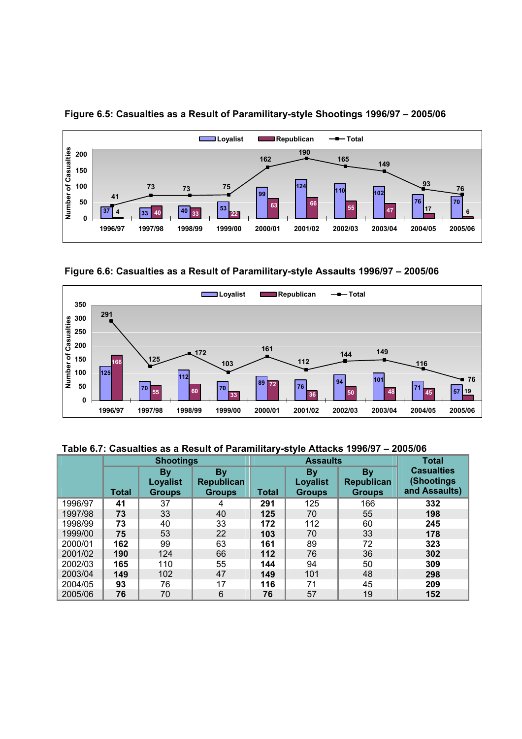**Figure 6.5: Casualties as a Result of Paramilitary-style Shootings 1996/97 – 2005/06**

**Figure 6.6: Casualties as a Result of Paramilitary-style Assaults 1996/97 – 2005/06**

**Table 6.7: Casualties as a Result of Paramilitary-style Attacks 1996/97 – 2005/06**

| | Shootings | | | Assaults | | | Total Casualties (Shootings and Assaults) |
|---|---|---|---|---|---|---|---|
| | Total | By Loyalist Groups | By Republican Groups | Total | By Loyalist Groups | By Republican Groups | |
| 1996/97 | **41** | 37 | 4 | **291** | 125 | 166 | **332** |
| 1997/98 | **73** | 33 | 40 | **125** | 70 | 55 | **198** |
| 1998/99 | **73** | 40 | 33 | **172** | 112 | 60 | **245** |
| 1999/00 | **75** | 53 | 22 | **103** | 70 | 33 | **178** |
| 2000/01 | **162** | 99 | 63 | **161** | 89 | 72 | **323** |
| 2001/02 | **190** | 124 | 66 | **112** | 76 | 36 | **302** |
| 2002/03 | **165** | 110 | 55 | **144** | 94 | 50 | **309** |
| 2003/04 | **149** | 102 | 47 | **149** | 101 | 48 | **298** |
| 2004/05 | **93** | 76 | 17 | **116** | 71 | 45 | **209** |
| 2005/06 | **76** | 70 | 6 | **76** | 57 | 19 | **152** |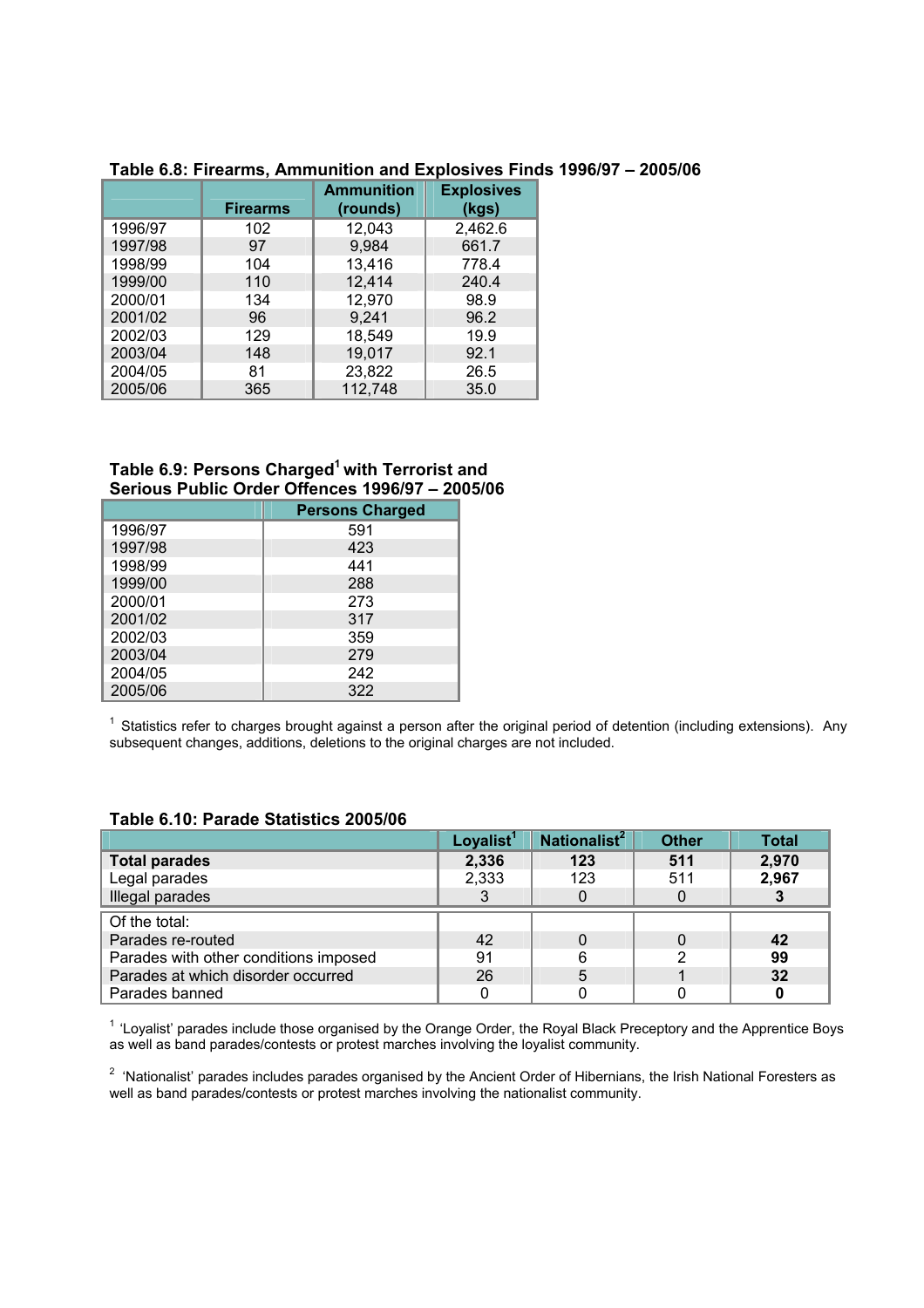**Table 6.8: Firearms, Ammunition and Explosives Finds 1996/97 – 2005/06**

| | Firearms | Ammunition (rounds) | Explosives (kgs) |
|---|---|---|---|
| 1996/97 | 102 | 12,043 | 2,462.6 |
| 1997/98 | 97 | 9,984 | 661.7 |
| 1998/99 | 104 | 13,416 | 778.4 |
| 1999/00 | 110 | 12,414 | 240.4 |
| 2000/01 | 134 | 12,970 | 98.9 |
| 2001/02 | 96 | 9,241 | 96.2 |
| 2002/03 | 129 | 18,549 | 19.9 |
| 2003/04 | 148 | 19,017 | 92.1 |
| 2004/05 | 81 | 23,822 | 26.5 |
| 2005/06 | 365 | 112,748 | 35.0 |

**Table 6.9: Persons Charged[1] with Terrorist and Serious Public Order Offences 1996/97 – 2005/06**

| | Persons Charged |
|---|---|
| 1996/97 | 591 |
| 1997/98 | 423 |
| 1998/99 | 441 |
| 1999/00 | 288 |
| 2000/01 | 273 |
| 2001/02 | 317 |
| 2002/03 | 359 |
| 2003/04 | 279 |
| 2004/05 | 242 |
| 2005/06 | 322 |

[1] Statistics refer to charges brought against a person after the original period of detention (including extensions). Any subsequent changes, additions, deletions to the original charges are not included.

**Table 6.10: Parade Statistics 2005/06**

| | Loyalist[1] | Nationalist[2] | Other | Total |
|---|---|---|---|---|
| **Total parades** | **2,336** | **123** | **511** | **2,970** |
| Legal parades | 2,333 | 123 | 511 | **2,967** |
| Illegal parades | 3 | 0 | 0 | **3** |
| Of the total: | | | | |
| Parades re-routed | 42 | 0 | 0 | **42** |
| Parades with other conditions imposed | 91 | 6 | 2 | **99** |
| Parades at which disorder occurred | 26 | 5 | 1 | **32** |
| Parades banned | 0 | 0 | 0 | **0** |

[1] 'Loyalist' parades include those organised by the Orange Order, the Royal Black Preceptory and the Apprentice Boys as well as band parades/contests or protest marches involving the loyalist community.

[2] 'Nationalist' parades includes parades organised by the Ancient Order of Hibernians, the Irish National Foresters as well as band parades/contests or protest marches involving the nationalist community.